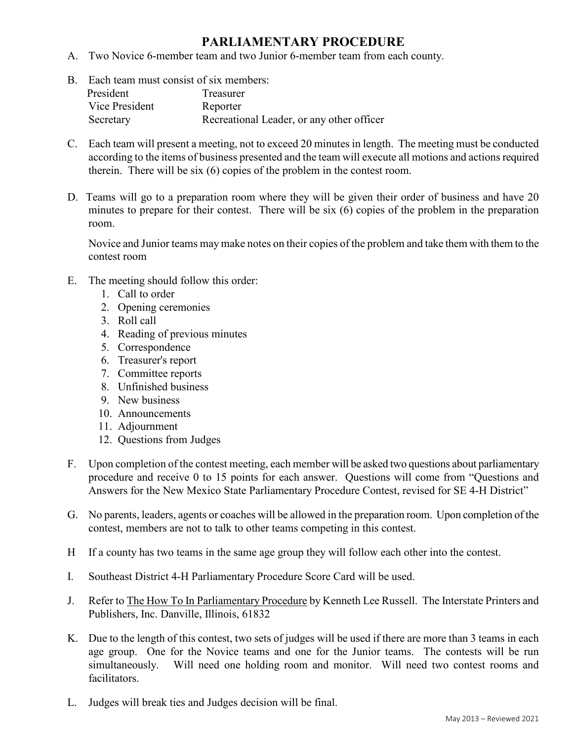# PARLIAMENTARY PROCEDURE

A. Two Novice 6-member team and two Junior 6-member team from each county.

B. Each team must consist of six members:

| | |
|---|---|
| President | Treasurer |
| Vice President | Reporter |
| Secretary | Recreational Leader, or any other officer |

C. Each team will present a meeting, not to exceed 20 minutes in length. The meeting must be conducted according to the items of business presented and the team will execute all motions and actions required therein. There will be six (6) copies of the problem in the contest room.

D. Teams will go to a preparation room where they will be given their order of business and have 20 minutes to prepare for their contest. There will be six (6) copies of the problem in the preparation room.

   Novice and Junior teams may make notes on their copies of the problem and take them with them to the contest room

E. The meeting should follow this order:
   1. Call to order
   2. Opening ceremonies
   3. Roll call
   4. Reading of previous minutes
   5. Correspondence
   6. Treasurer's report
   7. Committee reports
   8. Unfinished business
   9. New business
   10. Announcements
   11. Adjournment
   12. Questions from Judges

F. Upon completion of the contest meeting, each member will be asked two questions about parliamentary procedure and receive 0 to 15 points for each answer. Questions will come from "Questions and Answers for the New Mexico State Parliamentary Procedure Contest, revised for SE 4-H District"

G. No parents, leaders, agents or coaches will be allowed in the preparation room. Upon completion of the contest, members are not to talk to other teams competing in this contest.

H If a county has two teams in the same age group they will follow each other into the contest.

I. Southeast District 4-H Parliamentary Procedure Score Card will be used.

J. Refer to The How To In Parliamentary Procedure by Kenneth Lee Russell. The Interstate Printers and Publishers, Inc. Danville, Illinois, 61832

K. Due to the length of this contest, two sets of judges will be used if there are more than 3 teams in each age group. One for the Novice teams and one for the Junior teams. The contests will be run simultaneously. Will need one holding room and monitor. Will need two contest rooms and facilitators.

L. Judges will break ties and Judges decision will be final.

May 2013 – Reviewed 2021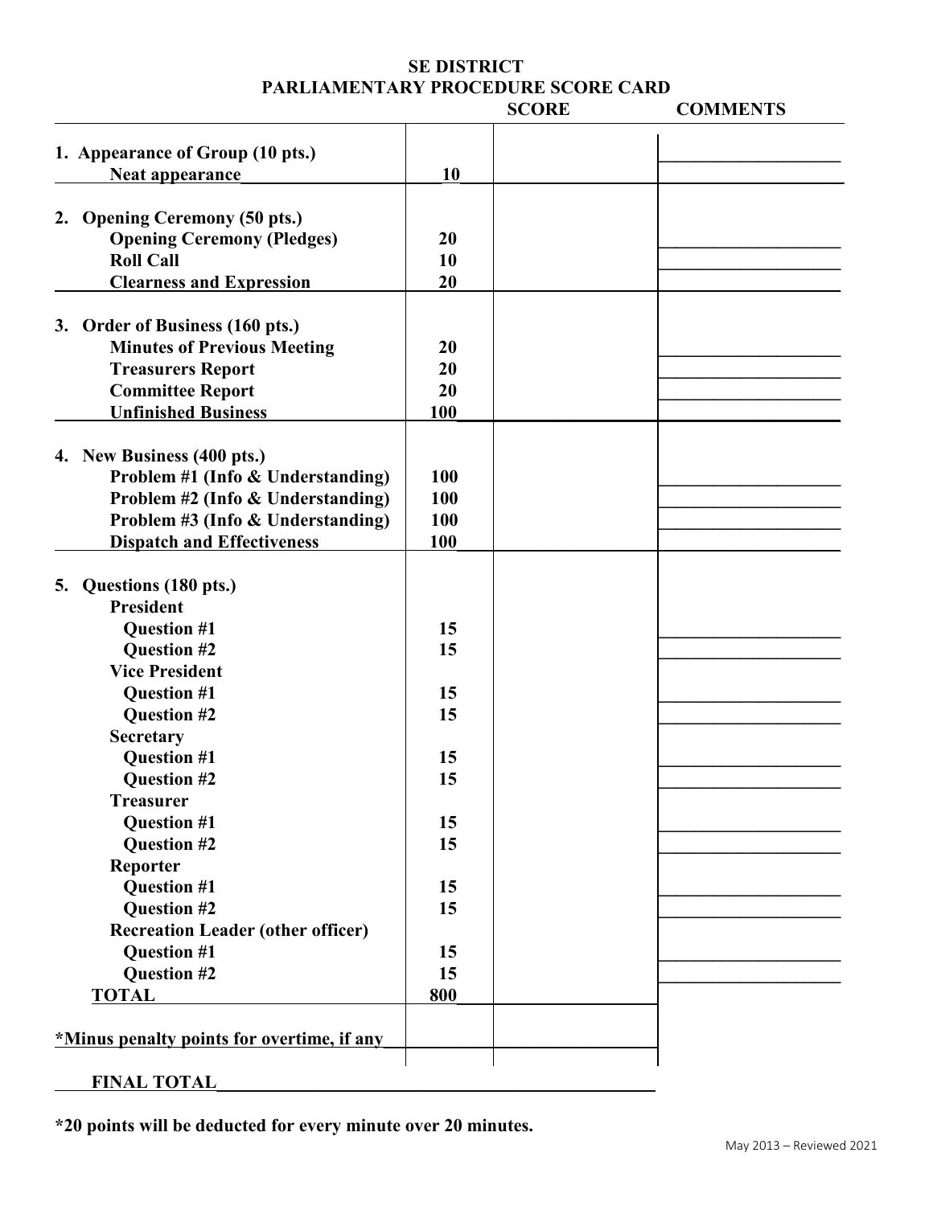# SE DISTRICT
## PARLIAMENTARY PROCEDURE SCORE CARD

| | | SCORE | COMMENTS |
|---|---|---|---|
| **1. Appearance of Group (10 pts.)** | | | |
| **Neat appearance** | **10** | | |
| **2. Opening Ceremony (50 pts.)** | | | |
| **Opening Ceremony (Pledges)** | **20** | | |
| **Roll Call** | **10** | | |
| **Clearness and Expression** | **20** | | |
| **3. Order of Business (160 pts.)** | | | |
| **Minutes of Previous Meeting** | **20** | | |
| **Treasurers Report** | **20** | | |
| **Committee Report** | **20** | | |
| **Unfinished Business** | **100** | | |
| **4. New Business (400 pts.)** | | | |
| **Problem #1 (Info & Understanding)** | **100** | | |
| **Problem #2 (Info & Understanding)** | **100** | | |
| **Problem #3 (Info & Understanding)** | **100** | | |
| **Dispatch and Effectiveness** | **100** | | |
| **5. Questions (180 pts.)** | | | |
| **President** | | | |
| **Question #1** | **15** | | |
| **Question #2** | **15** | | |
| **Vice President** | | | |
| **Question #1** | **15** | | |
| **Question #2** | **15** | | |
| **Secretary** | | | |
| **Question #1** | **15** | | |
| **Question #2** | **15** | | |
| **Treasurer** | | | |
| **Question #1** | **15** | | |
| **Question #2** | **15** | | |
| **Reporter** | | | |
| **Question #1** | **15** | | |
| **Question #2** | **15** | | |
| **Recreation Leader (other officer)** | | | |
| **Question #1** | **15** | | |
| **Question #2** | **15** | | |
| **TOTAL** | **800** | | |
| **\*Minus penalty points for overtime, if any** | | | |

**FINAL TOTAL**\_\_\_\_\_\_\_\_\_\_\_\_\_\_\_\_\_\_\_\_\_\_\_\_\_\_\_\_\_\_\_\_\_\_\_\_\_\_\_\_\_\_\_\_

**\*20 points will be deducted for every minute over 20 minutes.**

May 2013 – Reviewed 2021